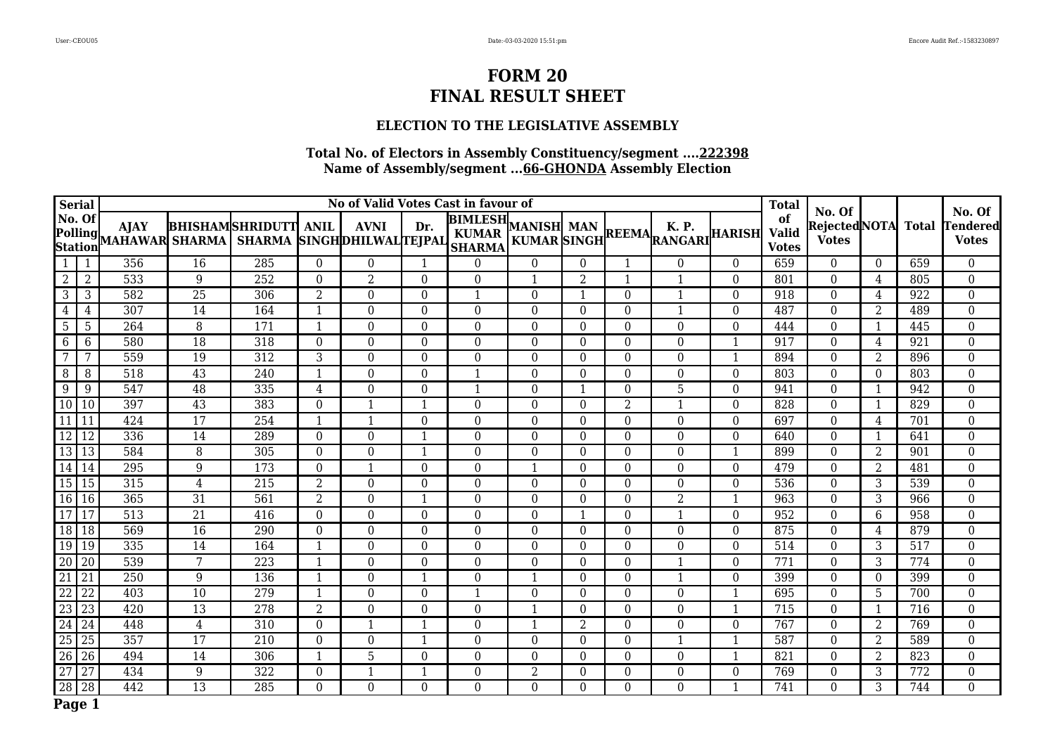# FORM 20
# FINAL RESULT SHEET

### ELECTION TO THE LEGISLATIVE ASSEMBLY

**Total No. of Electors in Assembly Constituency/segment ....222398**
**Name of Assembly/segment ...66-GHONDA Assembly Election**

| Serial | No. Of Polling Station | No of Valid Votes Cast in favour of | | | | | | | | | | | | Total of Valid Votes | No. Of Rejected Votes | NOTA | Total | No. Of Tendered Votes |
|---|---|---|---|---|---|---|---|---|---|---|---|---|---|---|---|---|---|---|
| | | AJAY MAHAWAR | BHISHAM SHARMA | SHRIDUTT SHARMA | ANIL SINGH | AVNI DHILWAL | Dr. TEJPAL | BIMLESH KUMAR SHARMA | MANISH KUMAR | MAN SINGH | REEMA | K. P. RANGARI | HARISH | | | | | |
| 1 | 1 | 356 | 16 | 285 | 0 | 0 | 1 | 0 | 0 | 0 | 1 | 0 | 0 | 659 | 0 | 0 | 659 | 0 |
| 2 | 2 | 533 | 9 | 252 | 0 | 2 | 0 | 0 | 1 | 2 | 1 | 1 | 0 | 801 | 0 | 4 | 805 | 0 |
| 3 | 3 | 582 | 25 | 306 | 2 | 0 | 0 | 1 | 0 | 1 | 0 | 1 | 0 | 918 | 0 | 4 | 922 | 0 |
| 4 | 4 | 307 | 14 | 164 | 1 | 0 | 0 | 0 | 0 | 0 | 0 | 1 | 0 | 487 | 0 | 2 | 489 | 0 |
| 5 | 5 | 264 | 8 | 171 | 1 | 0 | 0 | 0 | 0 | 0 | 0 | 0 | 0 | 444 | 0 | 1 | 445 | 0 |
| 6 | 6 | 580 | 18 | 318 | 0 | 0 | 0 | 0 | 0 | 0 | 0 | 0 | 1 | 917 | 0 | 4 | 921 | 0 |
| 7 | 7 | 559 | 19 | 312 | 3 | 0 | 0 | 0 | 0 | 0 | 0 | 0 | 1 | 894 | 0 | 2 | 896 | 0 |
| 8 | 8 | 518 | 43 | 240 | 1 | 0 | 0 | 1 | 0 | 0 | 0 | 0 | 0 | 803 | 0 | 0 | 803 | 0 |
| 9 | 9 | 547 | 48 | 335 | 4 | 0 | 0 | 1 | 0 | 1 | 0 | 5 | 0 | 941 | 0 | 1 | 942 | 0 |
| 10 | 10 | 397 | 43 | 383 | 0 | 1 | 1 | 0 | 0 | 0 | 2 | 1 | 0 | 828 | 0 | 1 | 829 | 0 |
| 11 | 11 | 424 | 17 | 254 | 1 | 1 | 0 | 0 | 0 | 0 | 0 | 0 | 0 | 697 | 0 | 4 | 701 | 0 |
| 12 | 12 | 336 | 14 | 289 | 0 | 0 | 1 | 0 | 0 | 0 | 0 | 0 | 0 | 640 | 0 | 1 | 641 | 0 |
| 13 | 13 | 584 | 8 | 305 | 0 | 0 | 1 | 0 | 0 | 0 | 0 | 0 | 1 | 899 | 0 | 2 | 901 | 0 |
| 14 | 14 | 295 | 9 | 173 | 0 | 1 | 0 | 0 | 1 | 0 | 0 | 0 | 0 | 479 | 0 | 2 | 481 | 0 |
| 15 | 15 | 315 | 4 | 215 | 2 | 0 | 0 | 0 | 0 | 0 | 0 | 0 | 0 | 536 | 0 | 3 | 539 | 0 |
| 16 | 16 | 365 | 31 | 561 | 2 | 0 | 1 | 0 | 0 | 0 | 0 | 2 | 1 | 963 | 0 | 3 | 966 | 0 |
| 17 | 17 | 513 | 21 | 416 | 0 | 0 | 0 | 0 | 0 | 1 | 0 | 1 | 0 | 952 | 0 | 6 | 958 | 0 |
| 18 | 18 | 569 | 16 | 290 | 0 | 0 | 0 | 0 | 0 | 0 | 0 | 0 | 0 | 875 | 0 | 4 | 879 | 0 |
| 19 | 19 | 335 | 14 | 164 | 1 | 0 | 0 | 0 | 0 | 0 | 0 | 0 | 0 | 514 | 0 | 3 | 517 | 0 |
| 20 | 20 | 539 | 7 | 223 | 1 | 0 | 0 | 0 | 0 | 0 | 0 | 1 | 0 | 771 | 0 | 3 | 774 | 0 |
| 21 | 21 | 250 | 9 | 136 | 1 | 0 | 1 | 0 | 1 | 0 | 0 | 1 | 0 | 399 | 0 | 0 | 399 | 0 |
| 22 | 22 | 403 | 10 | 279 | 1 | 0 | 0 | 1 | 0 | 0 | 0 | 0 | 1 | 695 | 0 | 5 | 700 | 0 |
| 23 | 23 | 420 | 13 | 278 | 2 | 0 | 0 | 0 | 1 | 0 | 0 | 0 | 1 | 715 | 0 | 1 | 716 | 0 |
| 24 | 24 | 448 | 4 | 310 | 0 | 1 | 1 | 0 | 1 | 2 | 0 | 0 | 0 | 767 | 0 | 2 | 769 | 0 |
| 25 | 25 | 357 | 17 | 210 | 0 | 0 | 1 | 0 | 0 | 0 | 0 | 1 | 1 | 587 | 0 | 2 | 589 | 0 |
| 26 | 26 | 494 | 14 | 306 | 1 | 5 | 0 | 0 | 0 | 0 | 0 | 0 | 1 | 821 | 0 | 2 | 823 | 0 |
| 27 | 27 | 434 | 9 | 322 | 0 | 1 | 1 | 0 | 2 | 0 | 0 | 0 | 0 | 769 | 0 | 3 | 772 | 0 |
| 28 | 28 | 442 | 13 | 285 | 0 | 0 | 0 | 0 | 0 | 0 | 0 | 0 | 1 | 741 | 0 | 3 | 744 | 0 |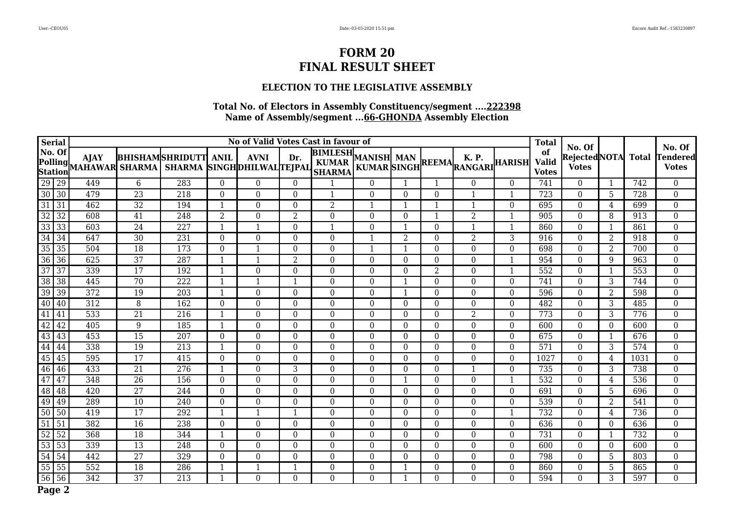# FORM 20
# FINAL RESULT SHEET

### ELECTION TO THE LEGISLATIVE ASSEMBLY

**Total No. of Electors in Assembly Constituency/segment ....222398**
**Name of Assembly/segment ...66-GHONDA Assembly Election**

| Serial No. Of Polling Station | | No of Valid Votes Cast in favour of | | | | | | | | | | | | Total of Valid Votes | No. Of Rejected Votes | NOTA | Total | No. Of Tendered Votes |
|---|---|---|---|---|---|---|---|---|---|---|---|---|---|---|---|---|---|---|
| | | AJAY MAHAWAR | BHISHAM SHARMA | SHRIDUTT SHARMA | ANIL SINGH | AVNI DHILWAL | Dr. TEJPAL | BIMLESH KUMAR SHARMA | MANISH KUMAR | MAN SINGH | REEMA | K. P. RANGARI | HARISH | | | | | |
| 29 | 29 | 449 | 6 | 283 | 0 | 0 | 0 | 1 | 0 | 1 | 1 | 0 | 0 | 741 | 0 | 1 | 742 | 0 |
| 30 | 30 | 479 | 23 | 218 | 0 | 0 | 0 | 1 | 0 | 0 | 0 | 1 | 1 | 723 | 0 | 5 | 728 | 0 |
| 31 | 31 | 462 | 32 | 194 | 1 | 0 | 0 | 2 | 1 | 1 | 1 | 1 | 0 | 695 | 0 | 4 | 699 | 0 |
| 32 | 32 | 608 | 41 | 248 | 2 | 0 | 2 | 0 | 0 | 0 | 1 | 2 | 1 | 905 | 0 | 8 | 913 | 0 |
| 33 | 33 | 603 | 24 | 227 | 1 | 1 | 0 | 1 | 0 | 1 | 0 | 1 | 1 | 860 | 0 | 1 | 861 | 0 |
| 34 | 34 | 647 | 30 | 231 | 0 | 0 | 0 | 0 | 1 | 2 | 0 | 2 | 3 | 916 | 0 | 2 | 918 | 0 |
| 35 | 35 | 504 | 18 | 173 | 0 | 1 | 0 | 0 | 1 | 1 | 0 | 0 | 0 | 698 | 0 | 2 | 700 | 0 |
| 36 | 36 | 625 | 37 | 287 | 1 | 1 | 2 | 0 | 0 | 0 | 0 | 0 | 1 | 954 | 0 | 9 | 963 | 0 |
| 37 | 37 | 339 | 17 | 192 | 1 | 0 | 0 | 0 | 0 | 0 | 2 | 0 | 1 | 552 | 0 | 1 | 553 | 0 |
| 38 | 38 | 445 | 70 | 222 | 1 | 1 | 1 | 0 | 0 | 1 | 0 | 0 | 0 | 741 | 0 | 3 | 744 | 0 |
| 39 | 39 | 372 | 19 | 203 | 1 | 0 | 0 | 0 | 0 | 1 | 0 | 0 | 0 | 596 | 0 | 2 | 598 | 0 |
| 40 | 40 | 312 | 8 | 162 | 0 | 0 | 0 | 0 | 0 | 0 | 0 | 0 | 0 | 482 | 0 | 3 | 485 | 0 |
| 41 | 41 | 533 | 21 | 216 | 1 | 0 | 0 | 0 | 0 | 0 | 0 | 2 | 0 | 773 | 0 | 3 | 776 | 0 |
| 42 | 42 | 405 | 9 | 185 | 1 | 0 | 0 | 0 | 0 | 0 | 0 | 0 | 0 | 600 | 0 | 0 | 600 | 0 |
| 43 | 43 | 453 | 15 | 207 | 0 | 0 | 0 | 0 | 0 | 0 | 0 | 0 | 0 | 675 | 0 | 1 | 676 | 0 |
| 44 | 44 | 338 | 19 | 213 | 1 | 0 | 0 | 0 | 0 | 0 | 0 | 0 | 0 | 571 | 0 | 3 | 574 | 0 |
| 45 | 45 | 595 | 17 | 415 | 0 | 0 | 0 | 0 | 0 | 0 | 0 | 0 | 0 | 1027 | 0 | 4 | 1031 | 0 |
| 46 | 46 | 433 | 21 | 276 | 1 | 0 | 3 | 0 | 0 | 0 | 0 | 1 | 0 | 735 | 0 | 3 | 738 | 0 |
| 47 | 47 | 348 | 26 | 156 | 0 | 0 | 0 | 0 | 0 | 1 | 0 | 0 | 1 | 532 | 0 | 4 | 536 | 0 |
| 48 | 48 | 420 | 27 | 244 | 0 | 0 | 0 | 0 | 0 | 0 | 0 | 0 | 0 | 691 | 0 | 5 | 696 | 0 |
| 49 | 49 | 289 | 10 | 240 | 0 | 0 | 0 | 0 | 0 | 0 | 0 | 0 | 0 | 539 | 0 | 2 | 541 | 0 |
| 50 | 50 | 419 | 17 | 292 | 1 | 1 | 1 | 0 | 0 | 0 | 0 | 0 | 1 | 732 | 0 | 4 | 736 | 0 |
| 51 | 51 | 382 | 16 | 238 | 0 | 0 | 0 | 0 | 0 | 0 | 0 | 0 | 0 | 636 | 0 | 0 | 636 | 0 |
| 52 | 52 | 368 | 18 | 344 | 1 | 0 | 0 | 0 | 0 | 0 | 0 | 0 | 0 | 731 | 0 | 1 | 732 | 0 |
| 53 | 53 | 339 | 13 | 248 | 0 | 0 | 0 | 0 | 0 | 0 | 0 | 0 | 0 | 600 | 0 | 0 | 600 | 0 |
| 54 | 54 | 442 | 27 | 329 | 0 | 0 | 0 | 0 | 0 | 0 | 0 | 0 | 0 | 798 | 0 | 5 | 803 | 0 |
| 55 | 55 | 552 | 18 | 286 | 1 | 1 | 1 | 0 | 0 | 1 | 0 | 0 | 0 | 860 | 0 | 5 | 865 | 0 |
| 56 | 56 | 342 | 37 | 213 | 1 | 0 | 0 | 0 | 0 | 1 | 0 | 0 | 0 | 594 | 0 | 3 | 597 | 0 |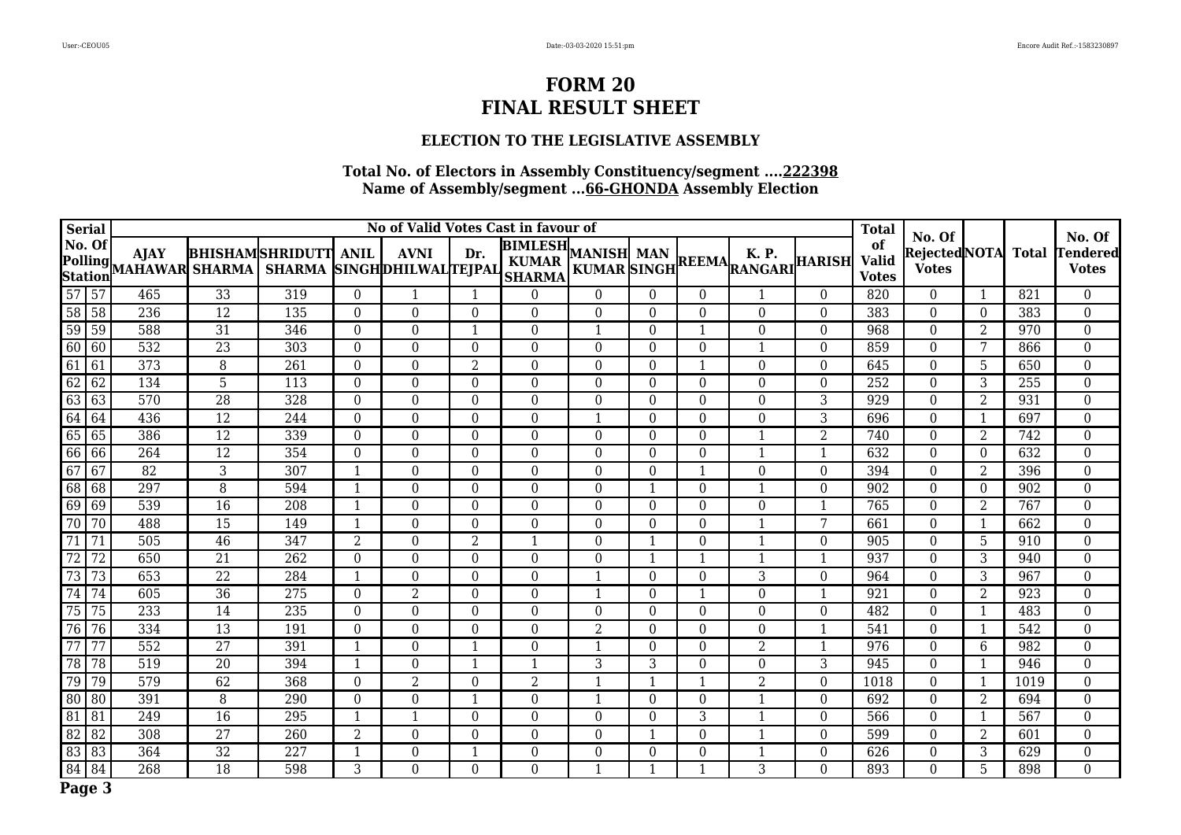# FORM 20
# FINAL RESULT SHEET

### ELECTION TO THE LEGISLATIVE ASSEMBLY

**Total No. of Electors in Assembly Constituency/segment ....222398**
**Name of Assembly/segment ...66-GHONDA Assembly Election**

| Serial No. Of Polling Station | | No of Valid Votes Cast in favour of | | | | | | | | | | | | Total of Valid Votes | No. Of Rejected Votes | NOTA | Total | No. Of Tendered Votes |
|---|---|---|---|---|---|---|---|---|---|---|---|---|---|---|---|---|---|---|
| | | AJAY MAHAWAR | BHISHAM SHARMA | SHRIDUTT SHARMA | ANIL SINGH | AVNI DHILWAL | Dr. TEJPAL | BIMLESH KUMAR SHARMA | MANISH KUMAR | MAN SINGH | REEMA | K. P. RANGARI | HARISH | | | | | |
| 57 | 57 | 465 | 33 | 319 | 0 | 1 | 1 | 0 | 0 | 0 | 0 | 1 | 0 | 820 | 0 | 1 | 821 | 0 |
| 58 | 58 | 236 | 12 | 135 | 0 | 0 | 0 | 0 | 0 | 0 | 0 | 0 | 0 | 383 | 0 | 0 | 383 | 0 |
| 59 | 59 | 588 | 31 | 346 | 0 | 0 | 1 | 0 | 1 | 0 | 1 | 0 | 0 | 968 | 0 | 2 | 970 | 0 |
| 60 | 60 | 532 | 23 | 303 | 0 | 0 | 0 | 0 | 0 | 0 | 0 | 1 | 0 | 859 | 0 | 7 | 866 | 0 |
| 61 | 61 | 373 | 8 | 261 | 0 | 0 | 2 | 0 | 0 | 0 | 1 | 0 | 0 | 645 | 0 | 5 | 650 | 0 |
| 62 | 62 | 134 | 5 | 113 | 0 | 0 | 0 | 0 | 0 | 0 | 0 | 0 | 0 | 252 | 0 | 3 | 255 | 0 |
| 63 | 63 | 570 | 28 | 328 | 0 | 0 | 0 | 0 | 0 | 0 | 0 | 0 | 3 | 929 | 0 | 2 | 931 | 0 |
| 64 | 64 | 436 | 12 | 244 | 0 | 0 | 0 | 0 | 1 | 0 | 0 | 0 | 3 | 696 | 0 | 1 | 697 | 0 |
| 65 | 65 | 386 | 12 | 339 | 0 | 0 | 0 | 0 | 0 | 0 | 0 | 1 | 2 | 740 | 0 | 2 | 742 | 0 |
| 66 | 66 | 264 | 12 | 354 | 0 | 0 | 0 | 0 | 0 | 0 | 0 | 1 | 1 | 632 | 0 | 0 | 632 | 0 |
| 67 | 67 | 82 | 3 | 307 | 1 | 0 | 0 | 0 | 0 | 0 | 1 | 0 | 0 | 394 | 0 | 2 | 396 | 0 |
| 68 | 68 | 297 | 8 | 594 | 1 | 0 | 0 | 0 | 0 | 1 | 0 | 1 | 0 | 902 | 0 | 0 | 902 | 0 |
| 69 | 69 | 539 | 16 | 208 | 1 | 0 | 0 | 0 | 0 | 0 | 0 | 0 | 1 | 765 | 0 | 2 | 767 | 0 |
| 70 | 70 | 488 | 15 | 149 | 1 | 0 | 0 | 0 | 0 | 0 | 0 | 1 | 7 | 661 | 0 | 1 | 662 | 0 |
| 71 | 71 | 505 | 46 | 347 | 2 | 0 | 2 | 1 | 0 | 1 | 0 | 1 | 0 | 905 | 0 | 5 | 910 | 0 |
| 72 | 72 | 650 | 21 | 262 | 0 | 0 | 0 | 0 | 0 | 1 | 1 | 1 | 1 | 937 | 0 | 3 | 940 | 0 |
| 73 | 73 | 653 | 22 | 284 | 1 | 0 | 0 | 0 | 1 | 0 | 0 | 3 | 0 | 964 | 0 | 3 | 967 | 0 |
| 74 | 74 | 605 | 36 | 275 | 0 | 2 | 0 | 0 | 1 | 0 | 1 | 0 | 1 | 921 | 0 | 2 | 923 | 0 |
| 75 | 75 | 233 | 14 | 235 | 0 | 0 | 0 | 0 | 0 | 0 | 0 | 0 | 0 | 482 | 0 | 1 | 483 | 0 |
| 76 | 76 | 334 | 13 | 191 | 0 | 0 | 0 | 0 | 2 | 0 | 0 | 0 | 1 | 541 | 0 | 1 | 542 | 0 |
| 77 | 77 | 552 | 27 | 391 | 1 | 0 | 1 | 0 | 1 | 0 | 0 | 2 | 1 | 976 | 0 | 6 | 982 | 0 |
| 78 | 78 | 519 | 20 | 394 | 1 | 0 | 1 | 1 | 3 | 3 | 0 | 0 | 3 | 945 | 0 | 1 | 946 | 0 |
| 79 | 79 | 579 | 62 | 368 | 0 | 2 | 0 | 2 | 1 | 1 | 1 | 2 | 0 | 1018 | 0 | 1 | 1019 | 0 |
| 80 | 80 | 391 | 8 | 290 | 0 | 0 | 1 | 0 | 1 | 0 | 0 | 1 | 0 | 692 | 0 | 2 | 694 | 0 |
| 81 | 81 | 249 | 16 | 295 | 1 | 1 | 0 | 0 | 0 | 0 | 3 | 1 | 0 | 566 | 0 | 1 | 567 | 0 |
| 82 | 82 | 308 | 27 | 260 | 2 | 0 | 0 | 0 | 0 | 1 | 0 | 1 | 0 | 599 | 0 | 2 | 601 | 0 |
| 83 | 83 | 364 | 32 | 227 | 1 | 0 | 1 | 0 | 0 | 0 | 0 | 1 | 0 | 626 | 0 | 3 | 629 | 0 |
| 84 | 84 | 268 | 18 | 598 | 3 | 0 | 0 | 0 | 1 | 1 | 1 | 3 | 0 | 893 | 0 | 5 | 898 | 0 |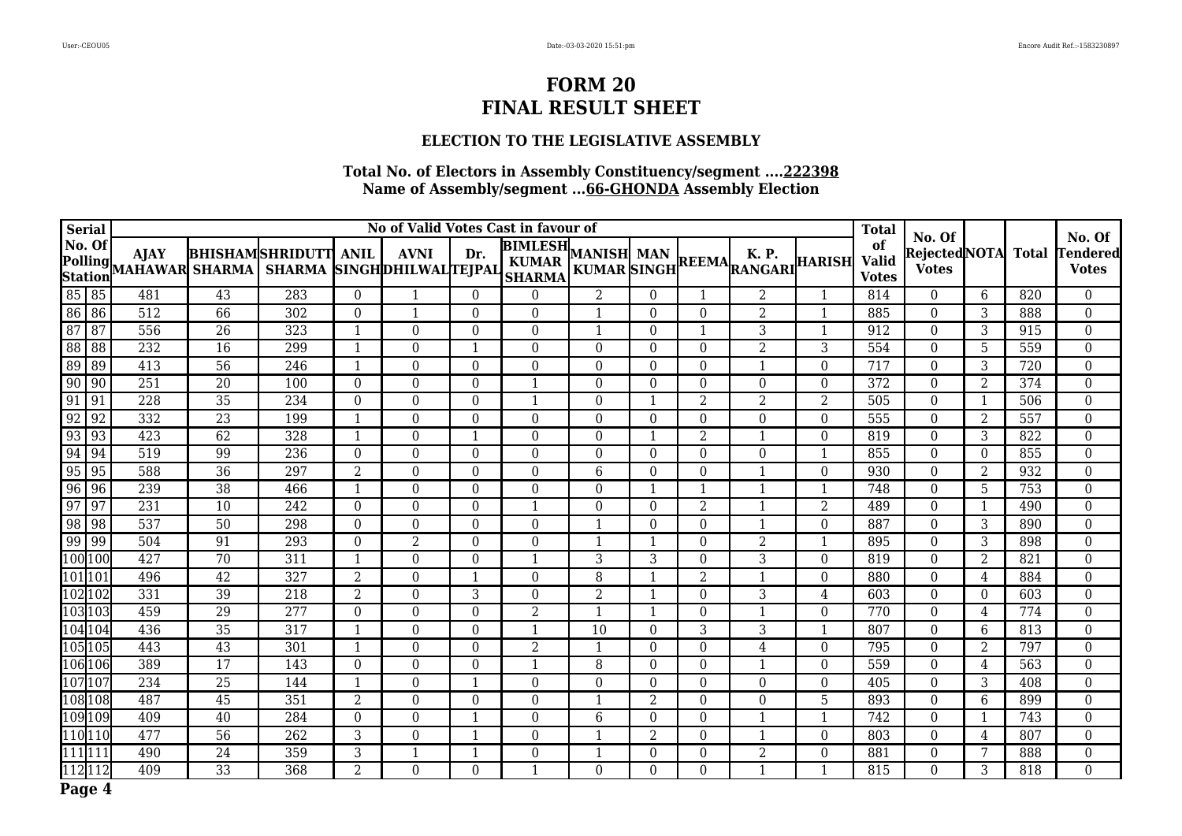# FORM 20
# FINAL RESULT SHEET

### ELECTION TO THE LEGISLATIVE ASSEMBLY

**Total No. of Electors in Assembly Constituency/segment ....222398**
**Name of Assembly/segment ...66-GHONDA Assembly Election**

| Serial No. Of Polling Station | | No of Valid Votes Cast in favour of | | | | | | | | | | | | Total of Valid Votes | No. Of Rejected Votes | NOTA | Total | No. Of Tendered Votes |
|---|---|---|---|---|---|---|---|---|---|---|---|---|---|---|---|---|---|---|
| | | AJAY MAHAWAR | BHISHAM SHARMA | SHRIDUTT SHARMA | ANIL SINGH | AVNI DHILWAL | Dr. TEJPAL | BIMLESH KUMAR SHARMA | MANISH KUMAR | MAN SINGH | REEMA | K. P. RANGARI | HARISH | | | | | |
| 85 | 85 | 481 | 43 | 283 | 0 | 1 | 0 | 0 | 2 | 0 | 1 | 2 | 1 | 814 | 0 | 6 | 820 | 0 |
| 86 | 86 | 512 | 66 | 302 | 0 | 1 | 0 | 0 | 1 | 0 | 0 | 2 | 1 | 885 | 0 | 3 | 888 | 0 |
| 87 | 87 | 556 | 26 | 323 | 1 | 0 | 0 | 0 | 1 | 0 | 1 | 3 | 1 | 912 | 0 | 3 | 915 | 0 |
| 88 | 88 | 232 | 16 | 299 | 1 | 0 | 1 | 0 | 0 | 0 | 0 | 2 | 3 | 554 | 0 | 5 | 559 | 0 |
| 89 | 89 | 413 | 56 | 246 | 1 | 0 | 0 | 0 | 0 | 0 | 0 | 1 | 0 | 717 | 0 | 3 | 720 | 0 |
| 90 | 90 | 251 | 20 | 100 | 0 | 0 | 0 | 1 | 0 | 0 | 0 | 0 | 0 | 372 | 0 | 2 | 374 | 0 |
| 91 | 91 | 228 | 35 | 234 | 0 | 0 | 0 | 1 | 0 | 1 | 2 | 2 | 2 | 505 | 0 | 1 | 506 | 0 |
| 92 | 92 | 332 | 23 | 199 | 1 | 0 | 0 | 0 | 0 | 0 | 0 | 0 | 0 | 555 | 0 | 2 | 557 | 0 |
| 93 | 93 | 423 | 62 | 328 | 1 | 0 | 1 | 0 | 0 | 1 | 2 | 1 | 0 | 819 | 0 | 3 | 822 | 0 |
| 94 | 94 | 519 | 99 | 236 | 0 | 0 | 0 | 0 | 0 | 0 | 0 | 0 | 1 | 855 | 0 | 0 | 855 | 0 |
| 95 | 95 | 588 | 36 | 297 | 2 | 0 | 0 | 0 | 6 | 0 | 0 | 1 | 0 | 930 | 0 | 2 | 932 | 0 |
| 96 | 96 | 239 | 38 | 466 | 1 | 0 | 0 | 0 | 0 | 1 | 1 | 1 | 1 | 748 | 0 | 5 | 753 | 0 |
| 97 | 97 | 231 | 10 | 242 | 0 | 0 | 0 | 1 | 0 | 0 | 2 | 1 | 2 | 489 | 0 | 1 | 490 | 0 |
| 98 | 98 | 537 | 50 | 298 | 0 | 0 | 0 | 0 | 1 | 0 | 0 | 1 | 0 | 887 | 0 | 3 | 890 | 0 |
| 99 | 99 | 504 | 91 | 293 | 0 | 2 | 0 | 0 | 1 | 1 | 0 | 2 | 1 | 895 | 0 | 3 | 898 | 0 |
| 100 | 100 | 427 | 70 | 311 | 1 | 0 | 0 | 1 | 3 | 3 | 0 | 3 | 0 | 819 | 0 | 2 | 821 | 0 |
| 101 | 101 | 496 | 42 | 327 | 2 | 0 | 1 | 0 | 8 | 1 | 2 | 1 | 0 | 880 | 0 | 4 | 884 | 0 |
| 102 | 102 | 331 | 39 | 218 | 2 | 0 | 3 | 0 | 2 | 1 | 0 | 3 | 4 | 603 | 0 | 0 | 603 | 0 |
| 103 | 103 | 459 | 29 | 277 | 0 | 0 | 0 | 2 | 1 | 1 | 0 | 1 | 0 | 770 | 0 | 4 | 774 | 0 |
| 104 | 104 | 436 | 35 | 317 | 1 | 0 | 0 | 1 | 10 | 0 | 3 | 3 | 1 | 807 | 0 | 6 | 813 | 0 |
| 105 | 105 | 443 | 43 | 301 | 1 | 0 | 0 | 2 | 1 | 0 | 0 | 4 | 0 | 795 | 0 | 2 | 797 | 0 |
| 106 | 106 | 389 | 17 | 143 | 0 | 0 | 0 | 1 | 8 | 0 | 0 | 1 | 0 | 559 | 0 | 4 | 563 | 0 |
| 107 | 107 | 234 | 25 | 144 | 1 | 0 | 1 | 0 | 0 | 0 | 0 | 0 | 0 | 405 | 0 | 3 | 408 | 0 |
| 108 | 108 | 487 | 45 | 351 | 2 | 0 | 0 | 0 | 1 | 2 | 0 | 0 | 5 | 893 | 0 | 6 | 899 | 0 |
| 109 | 109 | 409 | 40 | 284 | 0 | 0 | 1 | 0 | 6 | 0 | 0 | 1 | 1 | 742 | 0 | 1 | 743 | 0 |
| 110 | 110 | 477 | 56 | 262 | 3 | 0 | 1 | 0 | 1 | 2 | 0 | 1 | 0 | 803 | 0 | 4 | 807 | 0 |
| 111 | 111 | 490 | 24 | 359 | 3 | 1 | 1 | 0 | 1 | 0 | 0 | 2 | 0 | 881 | 0 | 7 | 888 | 0 |
| 112 | 112 | 409 | 33 | 368 | 2 | 0 | 0 | 1 | 0 | 0 | 0 | 1 | 1 | 815 | 0 | 3 | 818 | 0 |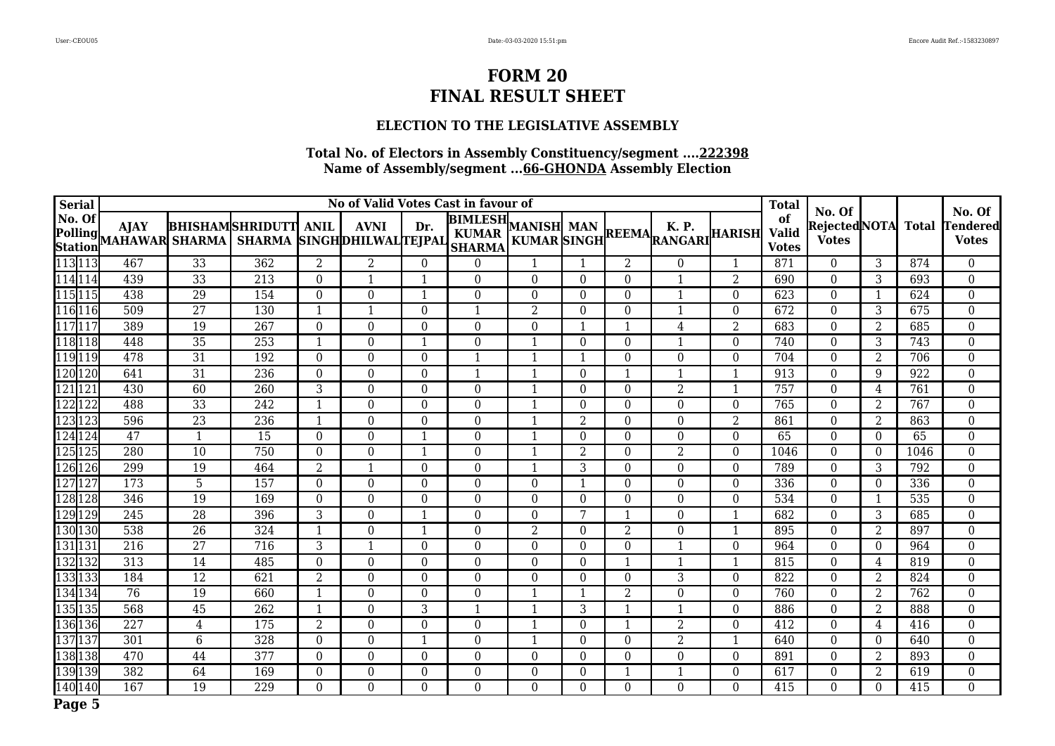# FORM 20
# FINAL RESULT SHEET

### ELECTION TO THE LEGISLATIVE ASSEMBLY

**Total No. of Electors in Assembly Constituency/segment ....222398**
**Name of Assembly/segment ...66-GHONDA Assembly Election**

| Serial No. Of Polling Station | | No of Valid Votes Cast in favour of | | | | | | | | | | | | Total of Valid Votes | No. Of Rejected Votes | NOTA | Total | No. Of Tendered Votes |
|---|---|---|---|---|---|---|---|---|---|---|---|---|---|---|---|---|---|---|
| | | AJAY MAHAWAR | BHISHAM SHARMA | SHRIDUTT SHARMA | ANIL SINGH | AVNI DHILWAL | Dr. TEJPAL | BIMLESH KUMAR SHARMA | MANISH KUMAR | MAN SINGH | REEMA | K. P. RANGARI | HARISH | | | | | |
| 113 | 113 | 467 | 33 | 362 | 2 | 2 | 0 | 0 | 1 | 1 | 2 | 0 | 1 | 871 | 0 | 3 | 874 | 0 |
| 114 | 114 | 439 | 33 | 213 | 0 | 1 | 1 | 0 | 0 | 0 | 0 | 1 | 2 | 690 | 0 | 3 | 693 | 0 |
| 115 | 115 | 438 | 29 | 154 | 0 | 0 | 1 | 0 | 0 | 0 | 0 | 1 | 0 | 623 | 0 | 1 | 624 | 0 |
| 116 | 116 | 509 | 27 | 130 | 1 | 1 | 0 | 1 | 2 | 0 | 0 | 1 | 0 | 672 | 0 | 3 | 675 | 0 |
| 117 | 117 | 389 | 19 | 267 | 0 | 0 | 0 | 0 | 0 | 1 | 1 | 4 | 2 | 683 | 0 | 2 | 685 | 0 |
| 118 | 118 | 448 | 35 | 253 | 1 | 0 | 1 | 0 | 1 | 0 | 0 | 1 | 0 | 740 | 0 | 3 | 743 | 0 |
| 119 | 119 | 478 | 31 | 192 | 0 | 0 | 0 | 1 | 1 | 1 | 0 | 0 | 0 | 704 | 0 | 2 | 706 | 0 |
| 120 | 120 | 641 | 31 | 236 | 0 | 0 | 0 | 1 | 1 | 0 | 1 | 1 | 1 | 913 | 0 | 9 | 922 | 0 |
| 121 | 121 | 430 | 60 | 260 | 3 | 0 | 0 | 0 | 1 | 0 | 0 | 2 | 1 | 757 | 0 | 4 | 761 | 0 |
| 122 | 122 | 488 | 33 | 242 | 1 | 0 | 0 | 0 | 1 | 0 | 0 | 0 | 0 | 765 | 0 | 2 | 767 | 0 |
| 123 | 123 | 596 | 23 | 236 | 1 | 0 | 0 | 0 | 1 | 2 | 0 | 0 | 2 | 861 | 0 | 2 | 863 | 0 |
| 124 | 124 | 47 | 1 | 15 | 0 | 0 | 1 | 0 | 1 | 0 | 0 | 0 | 0 | 65 | 0 | 0 | 65 | 0 |
| 125 | 125 | 280 | 10 | 750 | 0 | 0 | 1 | 0 | 1 | 2 | 0 | 2 | 0 | 1046 | 0 | 0 | 1046 | 0 |
| 126 | 126 | 299 | 19 | 464 | 2 | 1 | 0 | 0 | 1 | 3 | 0 | 0 | 0 | 789 | 0 | 3 | 792 | 0 |
| 127 | 127 | 173 | 5 | 157 | 0 | 0 | 0 | 0 | 0 | 1 | 0 | 0 | 0 | 336 | 0 | 0 | 336 | 0 |
| 128 | 128 | 346 | 19 | 169 | 0 | 0 | 0 | 0 | 0 | 0 | 0 | 0 | 0 | 534 | 0 | 1 | 535 | 0 |
| 129 | 129 | 245 | 28 | 396 | 3 | 0 | 1 | 0 | 0 | 7 | 1 | 0 | 1 | 682 | 0 | 3 | 685 | 0 |
| 130 | 130 | 538 | 26 | 324 | 1 | 0 | 1 | 0 | 2 | 0 | 2 | 0 | 1 | 895 | 0 | 2 | 897 | 0 |
| 131 | 131 | 216 | 27 | 716 | 3 | 1 | 0 | 0 | 0 | 0 | 0 | 1 | 0 | 964 | 0 | 0 | 964 | 0 |
| 132 | 132 | 313 | 14 | 485 | 0 | 0 | 0 | 0 | 0 | 0 | 1 | 1 | 1 | 815 | 0 | 4 | 819 | 0 |
| 133 | 133 | 184 | 12 | 621 | 2 | 0 | 0 | 0 | 0 | 0 | 0 | 3 | 0 | 822 | 0 | 2 | 824 | 0 |
| 134 | 134 | 76 | 19 | 660 | 1 | 0 | 0 | 0 | 1 | 1 | 2 | 0 | 0 | 760 | 0 | 2 | 762 | 0 |
| 135 | 135 | 568 | 45 | 262 | 1 | 0 | 3 | 1 | 1 | 3 | 1 | 1 | 0 | 886 | 0 | 2 | 888 | 0 |
| 136 | 136 | 227 | 4 | 175 | 2 | 0 | 0 | 0 | 1 | 0 | 1 | 2 | 0 | 412 | 0 | 4 | 416 | 0 |
| 137 | 137 | 301 | 6 | 328 | 0 | 0 | 1 | 0 | 1 | 0 | 0 | 2 | 1 | 640 | 0 | 0 | 640 | 0 |
| 138 | 138 | 470 | 44 | 377 | 0 | 0 | 0 | 0 | 0 | 0 | 0 | 0 | 0 | 891 | 0 | 2 | 893 | 0 |
| 139 | 139 | 382 | 64 | 169 | 0 | 0 | 0 | 0 | 0 | 0 | 1 | 1 | 0 | 617 | 0 | 2 | 619 | 0 |
| 140 | 140 | 167 | 19 | 229 | 0 | 0 | 0 | 0 | 0 | 0 | 0 | 0 | 0 | 415 | 0 | 0 | 415 | 0 |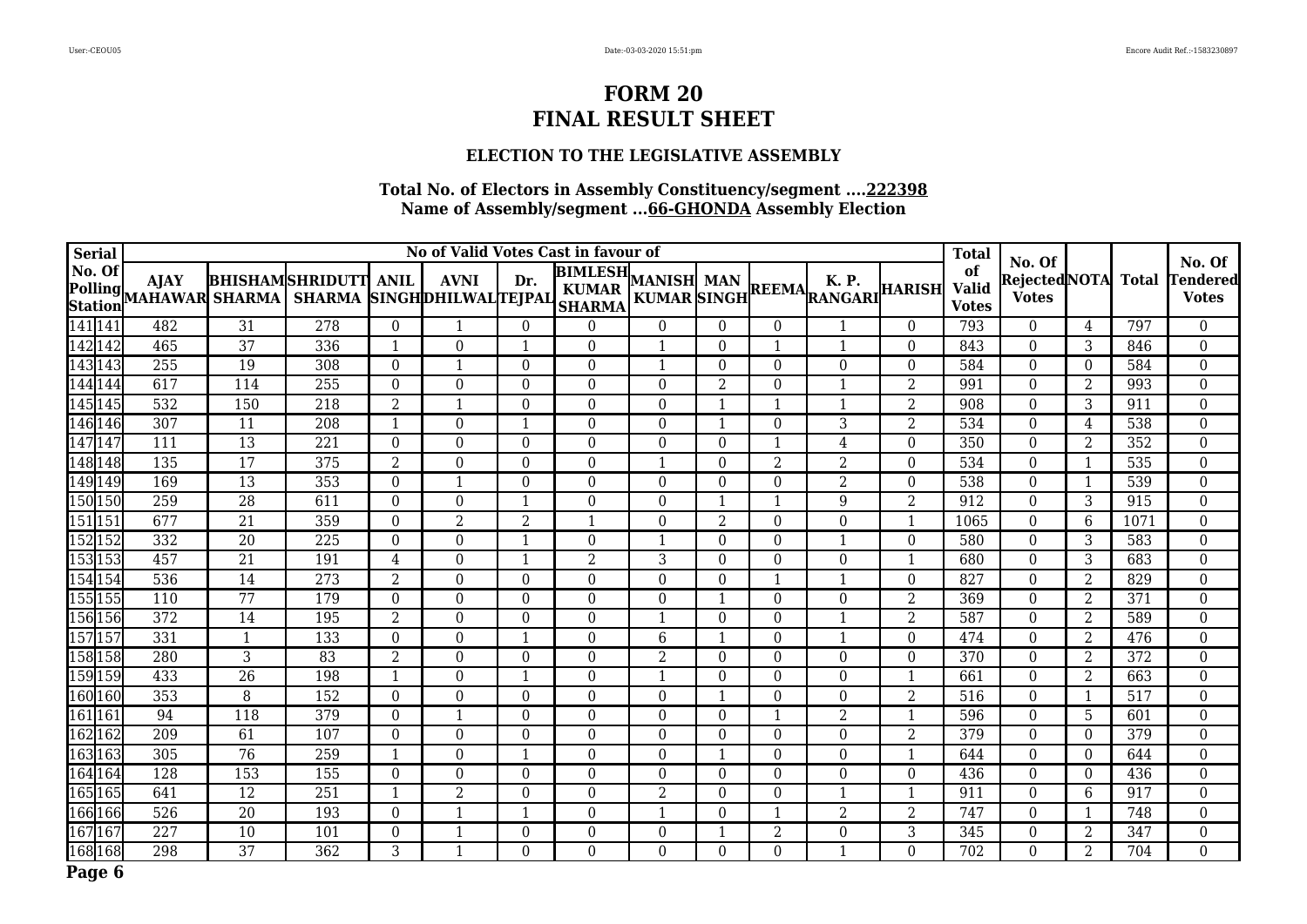# FORM 20
# FINAL RESULT SHEET

### ELECTION TO THE LEGISLATIVE ASSEMBLY

**Total No. of Electors in Assembly Constituency/segment ....222398**
**Name of Assembly/segment ...66-GHONDA Assembly Election**

| Serial No. Of Polling Station | | No of Valid Votes Cast in favour of | | | | | | | | | | | | Total of Valid Votes | No. Of Rejected Votes | NOTA | Total | No. Of Tendered Votes |
|---|---|---|---|---|---|---|---|---|---|---|---|---|---|---|---|---|---|---|
| | | AJAY MAHAWAR | BHISHAM SHARMA | SHRIDUTT SHARMA | ANIL SINGH | AVNI DHILWAL | Dr. TEJPAL | BIMLESH KUMAR SHARMA | MANISH KUMAR | MAN SINGH | REEMA | K. P. RANGARI | HARISH | | | | | |
| 141 | 141 | 482 | 31 | 278 | 0 | 1 | 0 | 0 | 0 | 0 | 0 | 1 | 0 | 793 | 0 | 4 | 797 | 0 |
| 142 | 142 | 465 | 37 | 336 | 1 | 0 | 1 | 0 | 1 | 0 | 1 | 1 | 0 | 843 | 0 | 3 | 846 | 0 |
| 143 | 143 | 255 | 19 | 308 | 0 | 1 | 0 | 0 | 1 | 0 | 0 | 0 | 0 | 584 | 0 | 0 | 584 | 0 |
| 144 | 144 | 617 | 114 | 255 | 0 | 0 | 0 | 0 | 0 | 2 | 0 | 1 | 2 | 991 | 0 | 2 | 993 | 0 |
| 145 | 145 | 532 | 150 | 218 | 2 | 1 | 0 | 0 | 0 | 1 | 1 | 1 | 2 | 908 | 0 | 3 | 911 | 0 |
| 146 | 146 | 307 | 11 | 208 | 1 | 0 | 1 | 0 | 0 | 1 | 0 | 3 | 2 | 534 | 0 | 4 | 538 | 0 |
| 147 | 147 | 111 | 13 | 221 | 0 | 0 | 0 | 0 | 0 | 0 | 1 | 4 | 0 | 350 | 0 | 2 | 352 | 0 |
| 148 | 148 | 135 | 17 | 375 | 2 | 0 | 0 | 0 | 1 | 0 | 2 | 2 | 0 | 534 | 0 | 1 | 535 | 0 |
| 149 | 149 | 169 | 13 | 353 | 0 | 1 | 0 | 0 | 0 | 0 | 0 | 2 | 0 | 538 | 0 | 1 | 539 | 0 |
| 150 | 150 | 259 | 28 | 611 | 0 | 0 | 1 | 0 | 0 | 1 | 1 | 9 | 2 | 912 | 0 | 3 | 915 | 0 |
| 151 | 151 | 677 | 21 | 359 | 0 | 2 | 2 | 1 | 0 | 2 | 0 | 0 | 1 | 1065 | 0 | 6 | 1071 | 0 |
| 152 | 152 | 332 | 20 | 225 | 0 | 0 | 1 | 0 | 1 | 0 | 0 | 1 | 0 | 580 | 0 | 3 | 583 | 0 |
| 153 | 153 | 457 | 21 | 191 | 4 | 0 | 1 | 2 | 3 | 0 | 0 | 0 | 1 | 680 | 0 | 3 | 683 | 0 |
| 154 | 154 | 536 | 14 | 273 | 2 | 0 | 0 | 0 | 0 | 0 | 1 | 1 | 0 | 827 | 0 | 2 | 829 | 0 |
| 155 | 155 | 110 | 77 | 179 | 0 | 0 | 0 | 0 | 0 | 1 | 0 | 0 | 2 | 369 | 0 | 2 | 371 | 0 |
| 156 | 156 | 372 | 14 | 195 | 2 | 0 | 0 | 0 | 1 | 0 | 0 | 1 | 2 | 587 | 0 | 2 | 589 | 0 |
| 157 | 157 | 331 | 1 | 133 | 0 | 0 | 1 | 0 | 6 | 1 | 0 | 1 | 0 | 474 | 0 | 2 | 476 | 0 |
| 158 | 158 | 280 | 3 | 83 | 2 | 0 | 0 | 0 | 2 | 0 | 0 | 0 | 0 | 370 | 0 | 2 | 372 | 0 |
| 159 | 159 | 433 | 26 | 198 | 1 | 0 | 1 | 0 | 1 | 0 | 0 | 0 | 1 | 661 | 0 | 2 | 663 | 0 |
| 160 | 160 | 353 | 8 | 152 | 0 | 0 | 0 | 0 | 0 | 1 | 0 | 0 | 2 | 516 | 0 | 1 | 517 | 0 |
| 161 | 161 | 94 | 118 | 379 | 0 | 1 | 0 | 0 | 0 | 0 | 1 | 2 | 1 | 596 | 0 | 5 | 601 | 0 |
| 162 | 162 | 209 | 61 | 107 | 0 | 0 | 0 | 0 | 0 | 0 | 0 | 0 | 2 | 379 | 0 | 0 | 379 | 0 |
| 163 | 163 | 305 | 76 | 259 | 1 | 0 | 1 | 0 | 0 | 1 | 0 | 0 | 1 | 644 | 0 | 0 | 644 | 0 |
| 164 | 164 | 128 | 153 | 155 | 0 | 0 | 0 | 0 | 0 | 0 | 0 | 0 | 0 | 436 | 0 | 0 | 436 | 0 |
| 165 | 165 | 641 | 12 | 251 | 1 | 2 | 0 | 0 | 2 | 0 | 0 | 1 | 1 | 911 | 0 | 6 | 917 | 0 |
| 166 | 166 | 526 | 20 | 193 | 0 | 1 | 1 | 0 | 1 | 0 | 1 | 2 | 2 | 747 | 0 | 1 | 748 | 0 |
| 167 | 167 | 227 | 10 | 101 | 0 | 1 | 0 | 0 | 0 | 1 | 2 | 0 | 3 | 345 | 0 | 2 | 347 | 0 |
| 168 | 168 | 298 | 37 | 362 | 3 | 1 | 0 | 0 | 0 | 0 | 0 | 1 | 0 | 702 | 0 | 2 | 704 | 0 |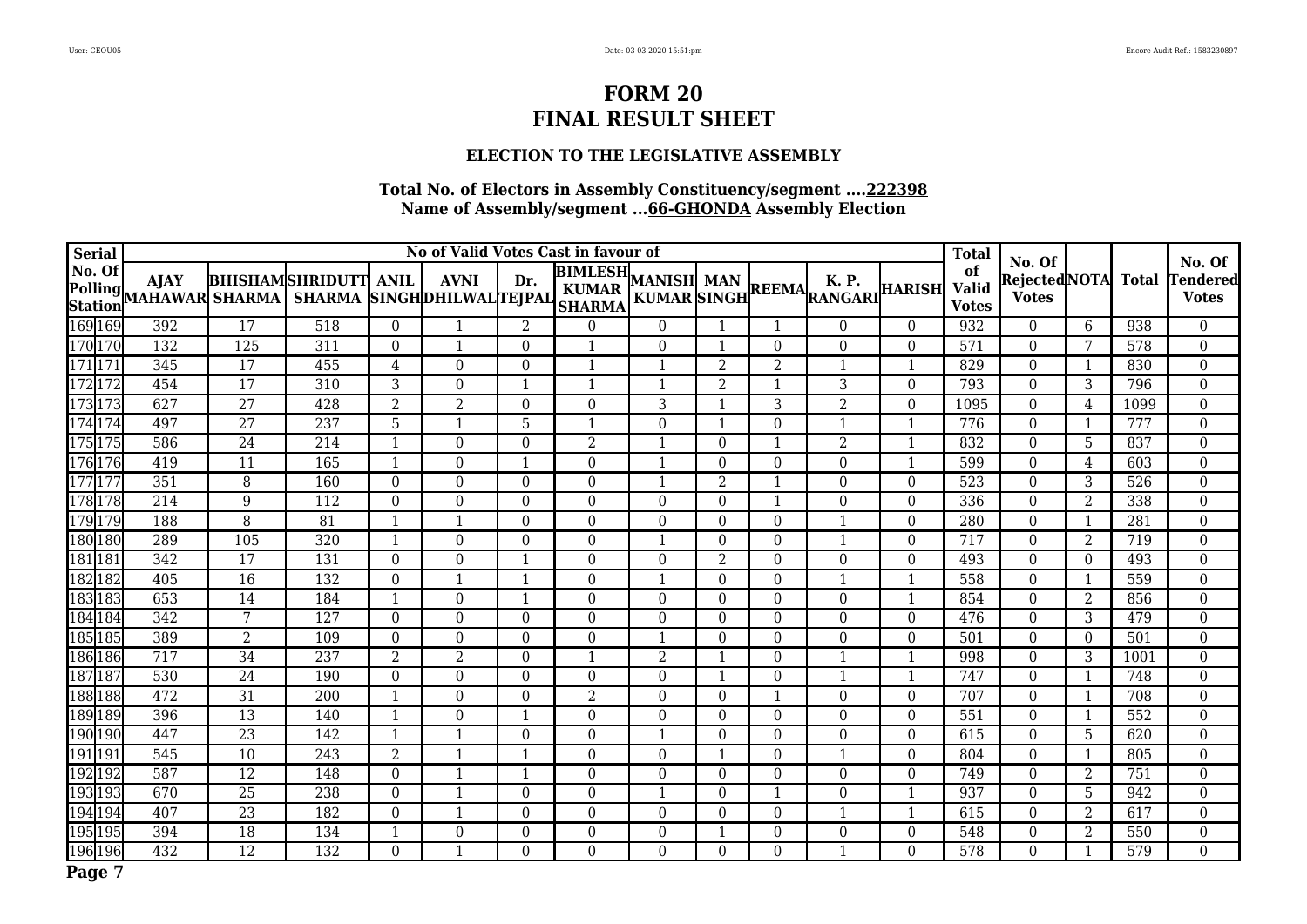# FORM 20
# FINAL RESULT SHEET

### ELECTION TO THE LEGISLATIVE ASSEMBLY

**Total No. of Electors in Assembly Constituency/segment ....222398**
**Name of Assembly/segment ...66-GHONDA Assembly Election**

| Serial | No. Of Polling Station | AJAY MAHAWAR | BHISHAM SHARMA | SHRIDUTT SHARMA | ANIL SINGH | AVNI DHILWAL | Dr. TEJPAL | BIMLESH KUMAR SHARMA | MANISH KUMAR | MAN SINGH | REEMA | K. P. RANGARI | HARISH | Total of Valid Votes | No. Of Rejected Votes | NOTA | Total | No. Of Tendered Votes |
|---|---|---|---|---|---|---|---|---|---|---|---|---|---|---|---|---|---|---|
| | | No of Valid Votes Cast in favour of | | | | | | | | | | | | | | | | |
| 169 | 169 | 392 | 17 | 518 | 0 | 1 | 2 | 0 | 0 | 1 | 1 | 0 | 0 | 932 | 0 | 6 | 938 | 0 |
| 170 | 170 | 132 | 125 | 311 | 0 | 1 | 0 | 1 | 0 | 1 | 0 | 0 | 0 | 571 | 0 | 7 | 578 | 0 |
| 171 | 171 | 345 | 17 | 455 | 4 | 0 | 0 | 1 | 1 | 2 | 2 | 1 | 1 | 829 | 0 | 1 | 830 | 0 |
| 172 | 172 | 454 | 17 | 310 | 3 | 0 | 1 | 1 | 1 | 2 | 1 | 3 | 0 | 793 | 0 | 3 | 796 | 0 |
| 173 | 173 | 627 | 27 | 428 | 2 | 2 | 0 | 0 | 3 | 1 | 3 | 2 | 0 | 1095 | 0 | 4 | 1099 | 0 |
| 174 | 174 | 497 | 27 | 237 | 5 | 1 | 5 | 1 | 0 | 1 | 0 | 1 | 1 | 776 | 0 | 1 | 777 | 0 |
| 175 | 175 | 586 | 24 | 214 | 1 | 0 | 0 | 2 | 1 | 0 | 1 | 2 | 1 | 832 | 0 | 5 | 837 | 0 |
| 176 | 176 | 419 | 11 | 165 | 1 | 0 | 1 | 0 | 1 | 0 | 0 | 0 | 1 | 599 | 0 | 4 | 603 | 0 |
| 177 | 177 | 351 | 8 | 160 | 0 | 0 | 0 | 0 | 1 | 2 | 1 | 0 | 0 | 523 | 0 | 3 | 526 | 0 |
| 178 | 178 | 214 | 9 | 112 | 0 | 0 | 0 | 0 | 0 | 0 | 1 | 0 | 0 | 336 | 0 | 2 | 338 | 0 |
| 179 | 179 | 188 | 8 | 81 | 1 | 1 | 0 | 0 | 0 | 0 | 0 | 1 | 0 | 280 | 0 | 1 | 281 | 0 |
| 180 | 180 | 289 | 105 | 320 | 1 | 0 | 0 | 0 | 1 | 0 | 0 | 1 | 0 | 717 | 0 | 2 | 719 | 0 |
| 181 | 181 | 342 | 17 | 131 | 0 | 0 | 1 | 0 | 0 | 2 | 0 | 0 | 0 | 493 | 0 | 0 | 493 | 0 |
| 182 | 182 | 405 | 16 | 132 | 0 | 1 | 1 | 0 | 1 | 0 | 0 | 1 | 1 | 558 | 0 | 1 | 559 | 0 |
| 183 | 183 | 653 | 14 | 184 | 1 | 0 | 1 | 0 | 0 | 0 | 0 | 0 | 1 | 854 | 0 | 2 | 856 | 0 |
| 184 | 184 | 342 | 7 | 127 | 0 | 0 | 0 | 0 | 0 | 0 | 0 | 0 | 0 | 476 | 0 | 3 | 479 | 0 |
| 185 | 185 | 389 | 2 | 109 | 0 | 0 | 0 | 0 | 1 | 0 | 0 | 0 | 0 | 501 | 0 | 0 | 501 | 0 |
| 186 | 186 | 717 | 34 | 237 | 2 | 2 | 0 | 1 | 2 | 1 | 0 | 1 | 1 | 998 | 0 | 3 | 1001 | 0 |
| 187 | 187 | 530 | 24 | 190 | 0 | 0 | 0 | 0 | 0 | 1 | 0 | 1 | 1 | 747 | 0 | 1 | 748 | 0 |
| 188 | 188 | 472 | 31 | 200 | 1 | 0 | 0 | 2 | 0 | 0 | 1 | 0 | 0 | 707 | 0 | 1 | 708 | 0 |
| 189 | 189 | 396 | 13 | 140 | 1 | 0 | 1 | 0 | 0 | 0 | 0 | 0 | 0 | 551 | 0 | 1 | 552 | 0 |
| 190 | 190 | 447 | 23 | 142 | 1 | 1 | 0 | 0 | 1 | 0 | 0 | 0 | 0 | 615 | 0 | 5 | 620 | 0 |
| 191 | 191 | 545 | 10 | 243 | 2 | 1 | 1 | 0 | 0 | 1 | 0 | 1 | 0 | 804 | 0 | 1 | 805 | 0 |
| 192 | 192 | 587 | 12 | 148 | 0 | 1 | 1 | 0 | 0 | 0 | 0 | 0 | 0 | 749 | 0 | 2 | 751 | 0 |
| 193 | 193 | 670 | 25 | 238 | 0 | 1 | 0 | 0 | 1 | 0 | 1 | 0 | 1 | 937 | 0 | 5 | 942 | 0 |
| 194 | 194 | 407 | 23 | 182 | 0 | 1 | 0 | 0 | 0 | 0 | 0 | 1 | 1 | 615 | 0 | 2 | 617 | 0 |
| 195 | 195 | 394 | 18 | 134 | 1 | 0 | 0 | 0 | 0 | 1 | 0 | 0 | 0 | 548 | 0 | 2 | 550 | 0 |
| 196 | 196 | 432 | 12 | 132 | 0 | 1 | 0 | 0 | 0 | 0 | 0 | 1 | 0 | 578 | 0 | 1 | 579 | 0 |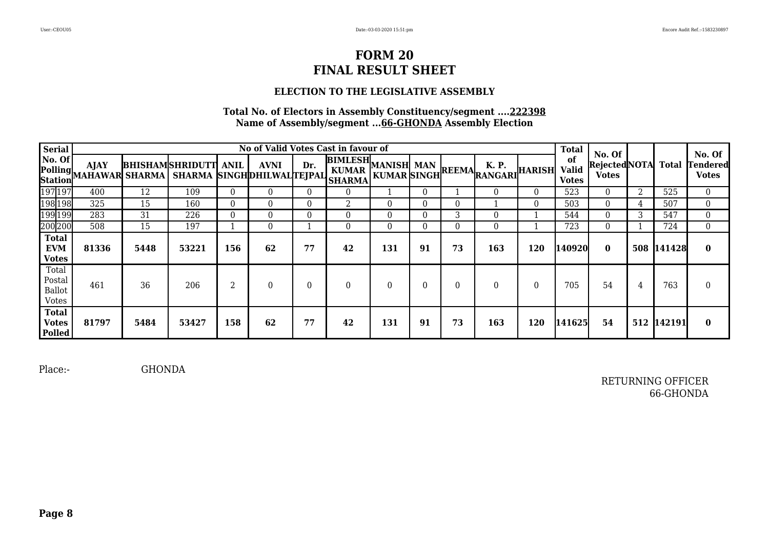# FORM 20
# FINAL RESULT SHEET

### ELECTION TO THE LEGISLATIVE ASSEMBLY

**Total No. of Electors in Assembly Constituency/segment ....222398**
**Name of Assembly/segment ...66-GHONDA Assembly Election**

| Serial No. Of Polling Station | | No of Valid Votes Cast in favour of | | | | | | | | | | | | Total of Valid Votes | No. Of Rejected Votes | NOTA | Total | No. Of Tendered Votes |
|---|---|---|---|---|---|---|---|---|---|---|---|---|---|---|---|---|---|---|
| | | AJAY MAHAWAR | BHISHAM SHARMA | SHRIDUTT SHARMA | ANIL SINGH | AVNI DHILWAL | Dr. TEJPAL | BIMLESH KUMAR SHARMA | MANISH KUMAR | MAN SINGH | REEMA | K. P. RANGARI | HARISH | | | | | |
| 197 | 197 | 400 | 12 | 109 | 0 | 0 | 0 | 0 | 1 | 0 | 1 | 0 | 0 | 523 | 0 | 2 | 525 | 0 |
| 198 | 198 | 325 | 15 | 160 | 0 | 0 | 0 | 2 | 0 | 0 | 0 | 1 | 0 | 503 | 0 | 4 | 507 | 0 |
| 199 | 199 | 283 | 31 | 226 | 0 | 0 | 0 | 0 | 0 | 0 | 3 | 0 | 1 | 544 | 0 | 3 | 547 | 0 |
| 200 | 200 | 508 | 15 | 197 | 1 | 0 | 1 | 0 | 0 | 0 | 0 | 0 | 1 | 723 | 0 | 1 | 724 | 0 |
| **Total EVM Votes** | | **81336** | **5448** | **53221** | **156** | **62** | **77** | **42** | **131** | **91** | **73** | **163** | **120** | **140920** | **0** | **508** | **141428** | **0** |
| Total Postal Ballot Votes | | 461 | 36 | 206 | 2 | 0 | 0 | 0 | 0 | 0 | 0 | 0 | 0 | 705 | 54 | 4 | 763 | 0 |
| **Total Votes Polled** | | **81797** | **5484** | **53427** | **158** | **62** | **77** | **42** | **131** | **91** | **73** | **163** | **120** | **141625** | **54** | **512** | **142191** | **0** |

Place:- GHONDA

RETURNING OFFICER
66-GHONDA